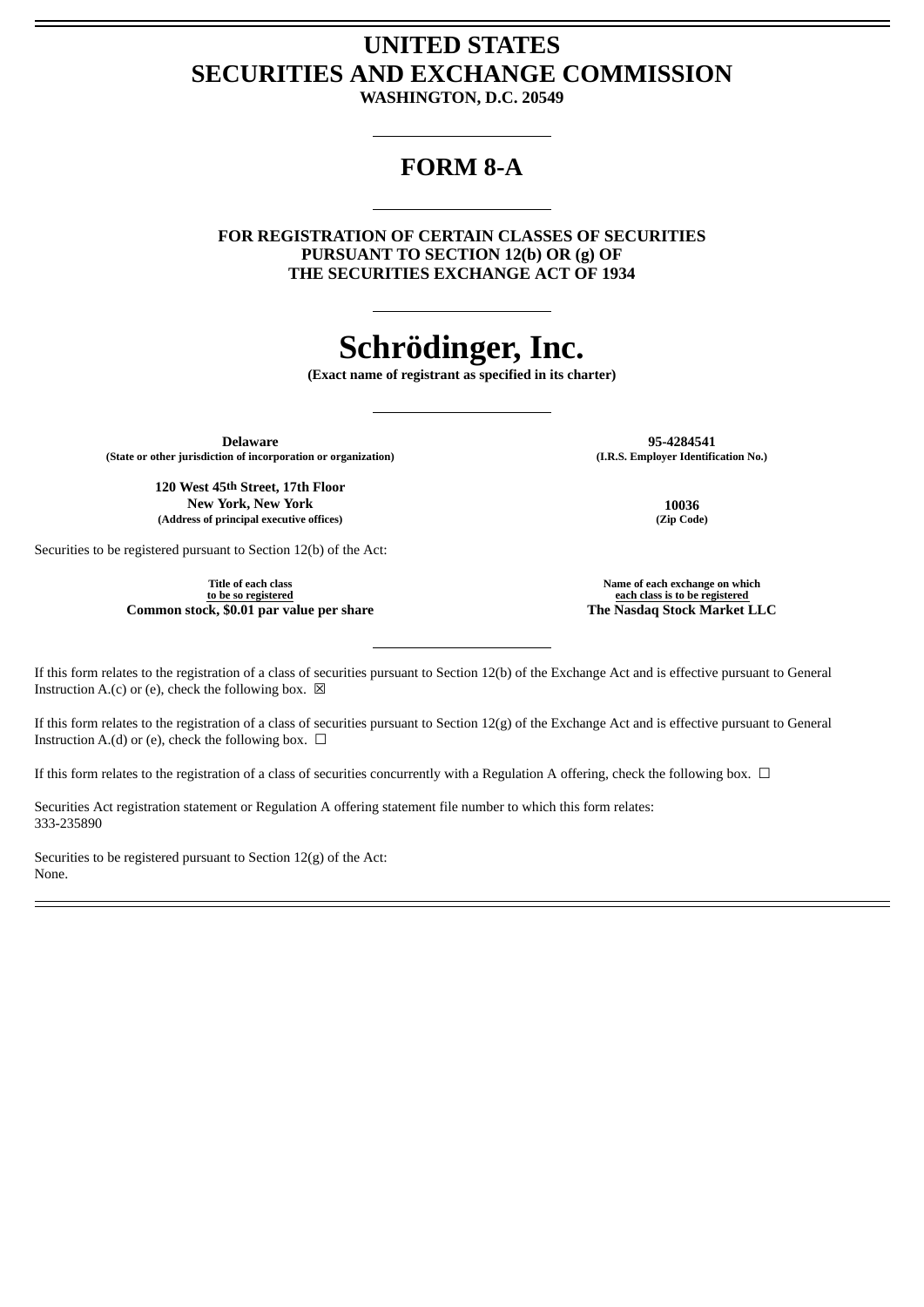# UNITED STATES
# SECURITIES AND EXCHANGE COMMISSION
**WASHINGTON, D.C. 20549**

---

## FORM 8-A

---

**FOR REGISTRATION OF CERTAIN CLASSES OF SECURITIES
PURSUANT TO SECTION 12(b) OR (g) OF
THE SECURITIES EXCHANGE ACT OF 1934**

---

# Schrödinger, Inc.
**(Exact name of registrant as specified in its charter)**

---

| | |
|---|---|
| **Delaware**<br>**(State or other jurisdiction of incorporation or organization)** | **95-4284541**<br>**(I.R.S. Employer Identification No.)** |
| **120 West 45th Street, 17th Floor**<br>**New York, New York**<br>**(Address of principal executive offices)** | **10036**<br>**(Zip Code)** |

Securities to be registered pursuant to Section 12(b) of the Act:

| Title of each class to be so registered | Name of each exchange on which each class is to be registered |
|---|---|
| **Common stock, $0.01 par value per share** | **The Nasdaq Stock Market LLC** |

---

If this form relates to the registration of a class of securities pursuant to Section 12(b) of the Exchange Act and is effective pursuant to General Instruction A.(c) or (e), check the following box. ☒

If this form relates to the registration of a class of securities pursuant to Section 12(g) of the Exchange Act and is effective pursuant to General Instruction A.(d) or (e), check the following box. ☐

If this form relates to the registration of a class of securities concurrently with a Regulation A offering, check the following box. ☐

Securities Act registration statement or Regulation A offering statement file number to which this form relates:
333-235890

Securities to be registered pursuant to Section 12(g) of the Act:
None.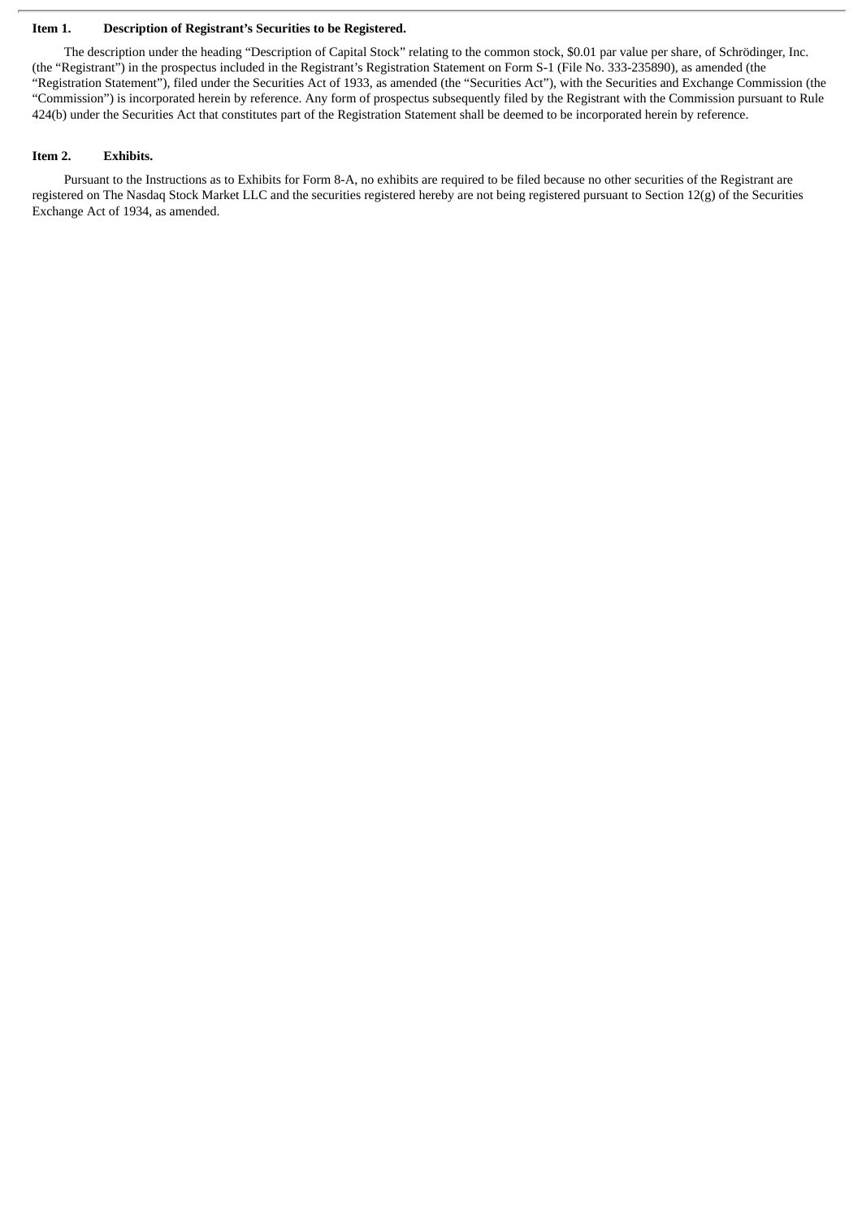**Item 1. Description of Registrant's Securities to be Registered.**

The description under the heading "Description of Capital Stock" relating to the common stock, $0.01 par value per share, of Schrödinger, Inc. (the "Registrant") in the prospectus included in the Registrant's Registration Statement on Form S-1 (File No. 333-235890), as amended (the "Registration Statement"), filed under the Securities Act of 1933, as amended (the "Securities Act"), with the Securities and Exchange Commission (the "Commission") is incorporated herein by reference. Any form of prospectus subsequently filed by the Registrant with the Commission pursuant to Rule 424(b) under the Securities Act that constitutes part of the Registration Statement shall be deemed to be incorporated herein by reference.

**Item 2. Exhibits.**

Pursuant to the Instructions as to Exhibits for Form 8-A, no exhibits are required to be filed because no other securities of the Registrant are registered on The Nasdaq Stock Market LLC and the securities registered hereby are not being registered pursuant to Section 12(g) of the Securities Exchange Act of 1934, as amended.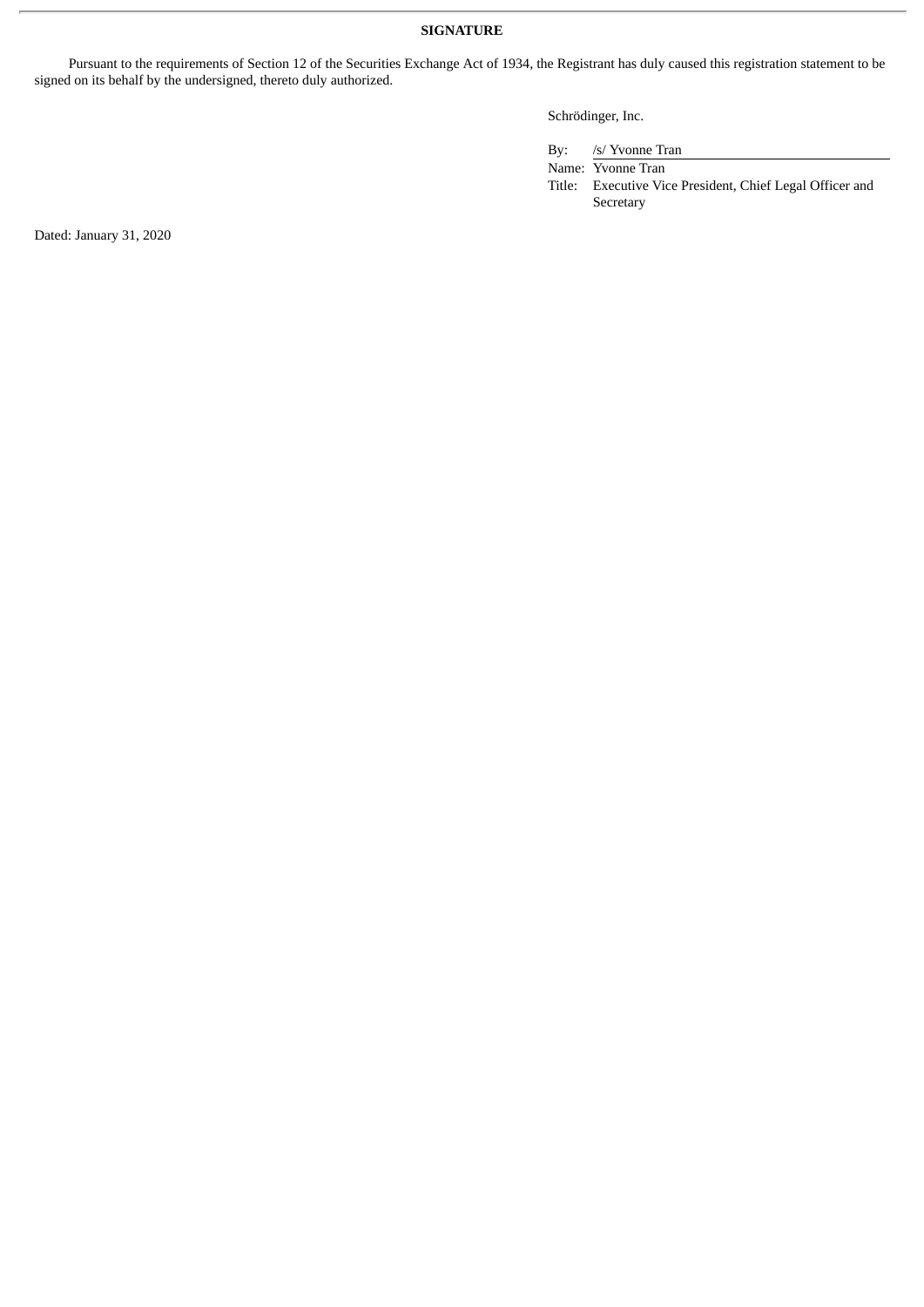**SIGNATURE**

Pursuant to the requirements of Section 12 of the Securities Exchange Act of 1934, the Registrant has duly caused this registration statement to be signed on its behalf by the undersigned, thereto duly authorized.

Schrödinger, Inc.

| | |
|---|---|
| By: | /s/ Yvonne Tran |
| Name: | Yvonne Tran |
| Title: | Executive Vice President, Chief Legal Officer and Secretary |

Dated: January 31, 2020